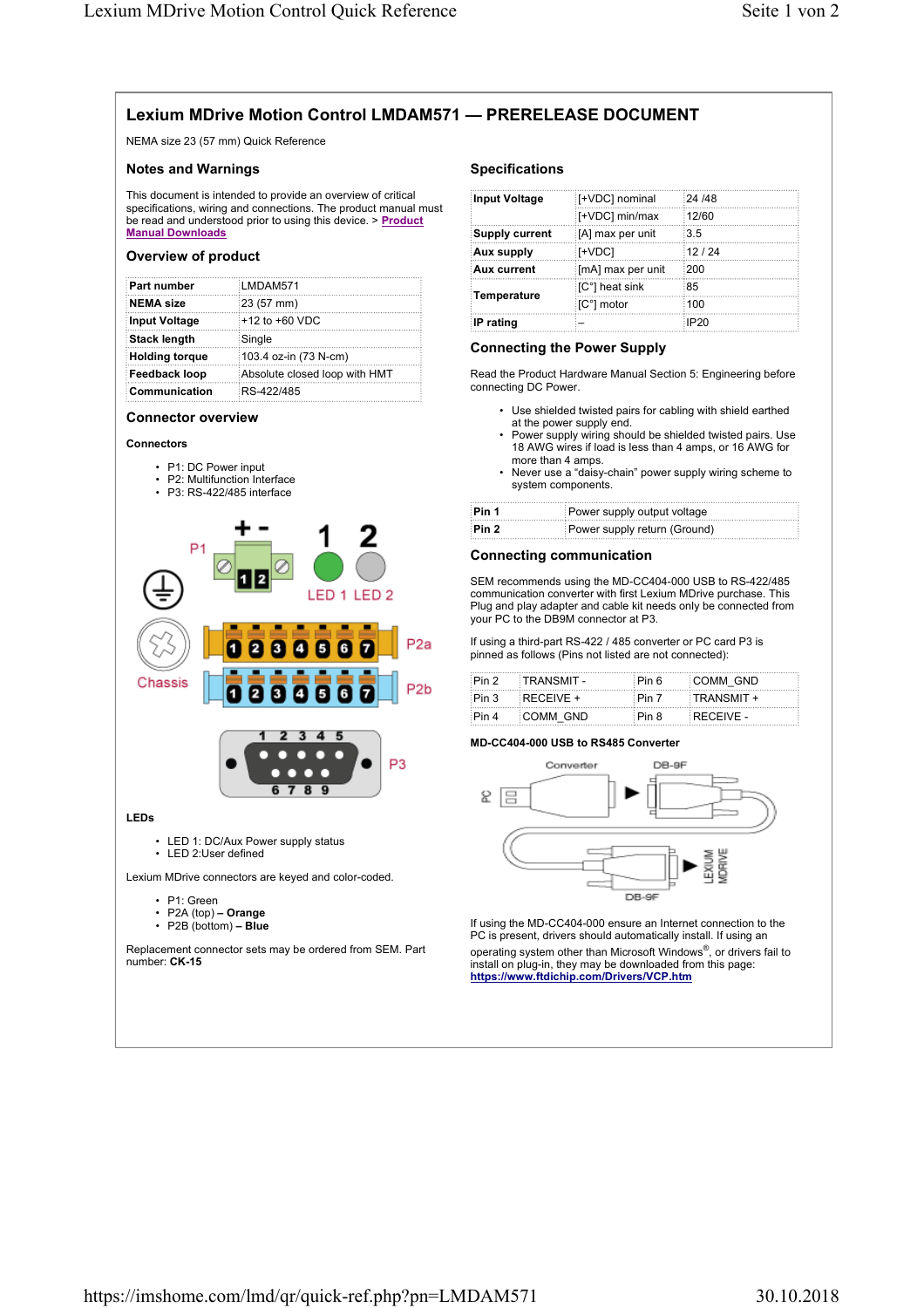# Lexium MDrive Motion Control LMDAM571 — PRERELEASE DOCUMENT

NEMA size 23 (57 mm) Quick Reference

## Notes and Warnings

This document is intended to provide an overview of critical specifications, wiring and connections. The product manual must be read and understood prior to using this device. > Product Manual Downloads

## Overview of product

| Part number | LMDAM571 |
|---|---|
| NEMA size | 23 (57 mm) |
| Input Voltage | +12 to +60 VDC |
| Stack length | Single |
| Holding torque | 103.4 oz-in (73 N-cm) |
| Feedback loop | Absolute closed loop with HMT |
| Communication | RS-422/485 |

## Connector overview

### Connectors

- P1: DC Power input
- P2: Multifunction Interface
- P3: RS-422/485 interface

### LEDs

- LED 1: DC/Aux Power supply status
- LED 2:User defined

Lexium MDrive connectors are keyed and color-coded.

- P1: Green
- P2A (top) – **Orange**
- P2B (bottom) – **Blue**

Replacement connector sets may be ordered from SEM. Part number: **CK-15**

## Specifications

| Input Voltage | [+VDC] nominal | 24 /48 |
|---|---|---|
| | [+VDC] min/max | 12/60 |
| Supply current | [A] max per unit | 3.5 |
| Aux supply | [+VDC] | 12 / 24 |
| Aux current | [mA] max per unit | 200 |
| Temperature | [C°] heat sink | 85 |
| | [C°] motor | 100 |
| IP rating | – | IP20 |

## Connecting the Power Supply

Read the Product Hardware Manual Section 5: Engineering before connecting DC Power.

- Use shielded twisted pairs for cabling with shield earthed at the power supply end.
- Power supply wiring should be shielded twisted pairs. Use 18 AWG wires if load is less than 4 amps, or 16 AWG for more than 4 amps.
- Never use a "daisy-chain" power supply wiring scheme to system components.

| Pin 1 | Power supply output voltage |
|---|---|
| Pin 2 | Power supply return (Ground) |

## Connecting communication

SEM recommends using the MD-CC404-000 USB to RS-422/485 communication converter with first Lexium MDrive purchase. This Plug and play adapter and cable kit needs only be connected from your PC to the DB9M connector at P3.

If using a third-part RS-422 / 485 converter or PC card P3 is pinned as follows (Pins not listed are not connected):

| Pin 2 | TRANSMIT - | Pin 6 | COMM_GND |
|---|---|---|---|
| Pin 3 | RECEIVE + | Pin 7 | TRANSMIT + |
| Pin 4 | COMM_GND | Pin 8 | RECEIVE - |

**MD-CC404-000 USB to RS485 Converter**

If using the MD-CC404-000 ensure an Internet connection to the PC is present, drivers should automatically install. If using an operating system other than Microsoft Windows®, or drivers fail to install on plug-in, they may be downloaded from this page: **https://www.ftdichip.com/Drivers/VCP.htm**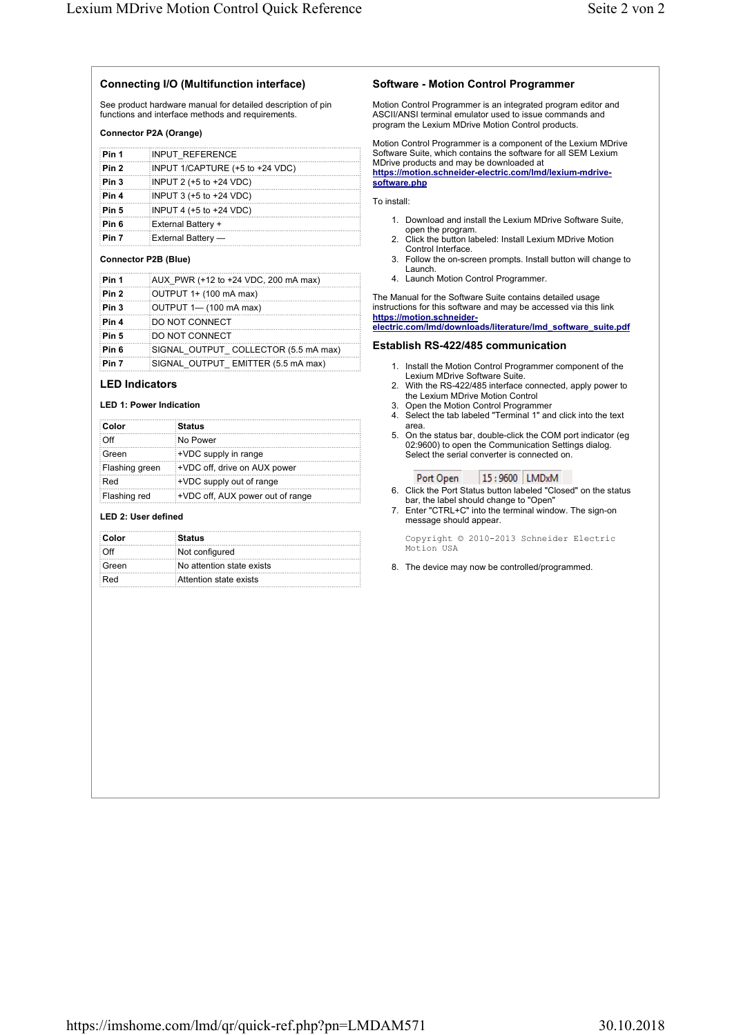## Connecting I/O (Multifunction interface)

See product hardware manual for detailed description of pin functions and interface methods and requirements.

**Connector P2A (Orange)**

| | |
|---|---|
| **Pin 1** | INPUT_REFERENCE |
| **Pin 2** | INPUT 1/CAPTURE (+5 to +24 VDC) |
| **Pin 3** | INPUT 2 (+5 to +24 VDC) |
| **Pin 4** | INPUT 3 (+5 to +24 VDC) |
| **Pin 5** | INPUT 4 (+5 to +24 VDC) |
| **Pin 6** | External Battery + |
| **Pin 7** | External Battery — |

**Connector P2B (Blue)**

| | |
|---|---|
| **Pin 1** | AUX_PWR (+12 to +24 VDC, 200 mA max) |
| **Pin 2** | OUTPUT 1+ (100 mA max) |
| **Pin 3** | OUTPUT 1— (100 mA max) |
| **Pin 4** | DO NOT CONNECT |
| **Pin 5** | DO NOT CONNECT |
| **Pin 6** | SIGNAL_OUTPUT_ COLLECTOR (5.5 mA max) |
| **Pin 7** | SIGNAL_OUTPUT_ EMITTER (5.5 mA max) |

## LED Indicators

**LED 1: Power Indication**

| Color | Status |
|---|---|
| Off | No Power |
| Green | +VDC supply in range |
| Flashing green | +VDC off, drive on AUX power |
| Red | +VDC supply out of range |
| Flashing red | +VDC off, AUX power out of range |

**LED 2: User defined**

| Color | Status |
|---|---|
| Off | Not configured |
| Green | No attention state exists |
| Red | Attention state exists |

## Software - Motion Control Programmer

Motion Control Programmer is an integrated program editor and ASCII/ANSI terminal emulator used to issue commands and program the Lexium MDrive Motion Control products.

Motion Control Programmer is a component of the Lexium MDrive Software Suite, which contains the software for all SEM Lexium MDrive products and may be downloaded at **https://motion.schneider-electric.com/lmd/lexium-mdrive-software.php**

To install:

1. Download and install the Lexium MDrive Software Suite, open the program.
2. Click the button labeled: Install Lexium MDrive Motion Control Interface.
3. Follow the on-screen prompts. Install button will change to Launch.
4. Launch Motion Control Programmer.

The Manual for the Software Suite contains detailed usage instructions for this software and may be accessed via this link **https://motion.schneider-electric.com/lmd/downloads/literature/lmd_software_suite.pdf**

## Establish RS-422/485 communication

1. Install the Motion Control Programmer component of the Lexium MDrive Software Suite.
2. With the RS-422/485 interface connected, apply power to the Lexium MDrive Motion Control
3. Open the Motion Control Programmer
4. Select the tab labeled "Terminal 1" and click into the text area.
5. On the status bar, double-click the COM port indicator (eg 02:9600) to open the Communication Settings dialog. Select the serial converter is connected on.

   Port Open | 15 : 9600 | LMDxM

6. Click the Port Status button labeled "Closed" on the status bar, the label should change to "Open"
7. Enter "CTRL+C" into the terminal window. The sign-on message should appear.

   ```
   Copyright © 2010-2013 Schneider Electric
   Motion USA
   ```

8. The device may now be controlled/programmed.